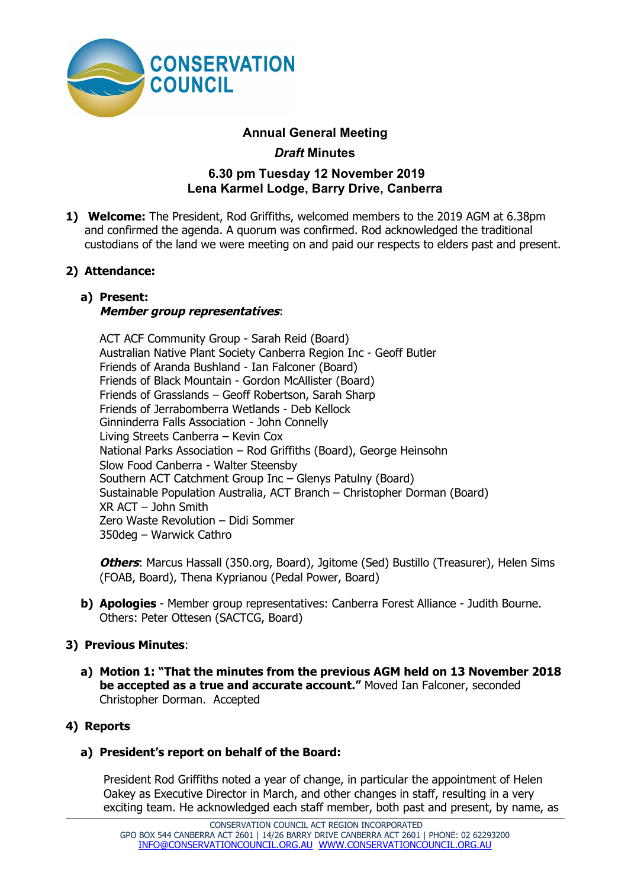# Annual General Meeting

## *Draft* Minutes

### 6.30 pm Tuesday 12 November 2019
### Lena Karmel Lodge, Barry Drive, Canberra

1) **Welcome:** The President, Rod Griffiths, welcomed members to the 2019 AGM at 6.38pm and confirmed the agenda. A quorum was confirmed. Rod acknowledged the traditional custodians of the land we were meeting on and paid our respects to elders past and present.

2) **Attendance:**

   a) **Present:**
   ***Member group representatives***:

   ACT ACF Community Group - Sarah Reid (Board)
   Australian Native Plant Society Canberra Region Inc - Geoff Butler
   Friends of Aranda Bushland - Ian Falconer (Board)
   Friends of Black Mountain - Gordon McAllister (Board)
   Friends of Grasslands – Geoff Robertson, Sarah Sharp
   Friends of Jerrabomberra Wetlands - Deb Kellock
   Ginninderra Falls Association - John Connelly
   Living Streets Canberra – Kevin Cox
   National Parks Association – Rod Griffiths (Board), George Heinsohn
   Slow Food Canberra - Walter Steensby
   Southern ACT Catchment Group Inc – Glenys Patulny (Board)
   Sustainable Population Australia, ACT Branch – Christopher Dorman (Board)
   XR ACT – John Smith
   Zero Waste Revolution – Didi Sommer
   350deg – Warwick Cathro

   ***Others***: Marcus Hassall (350.org, Board), Jgitome (Sed) Bustillo (Treasurer), Helen Sims (FOAB, Board), Thena Kyprianou (Pedal Power, Board)

   b) **Apologies** - Member group representatives: Canberra Forest Alliance - Judith Bourne. Others: Peter Ottesen (SACTCG, Board)

3) **Previous Minutes**:

   a) **Motion 1: "That the minutes from the previous AGM held on 13 November 2018 be accepted as a true and accurate account."** Moved Ian Falconer, seconded Christopher Dorman. Accepted

4) **Reports**

   a) **President's report on behalf of the Board:**

   President Rod Griffiths noted a year of change, in particular the appointment of Helen Oakey as Executive Director in March, and other changes in staff, resulting in a very exciting team. He acknowledged each staff member, both past and present, by name, as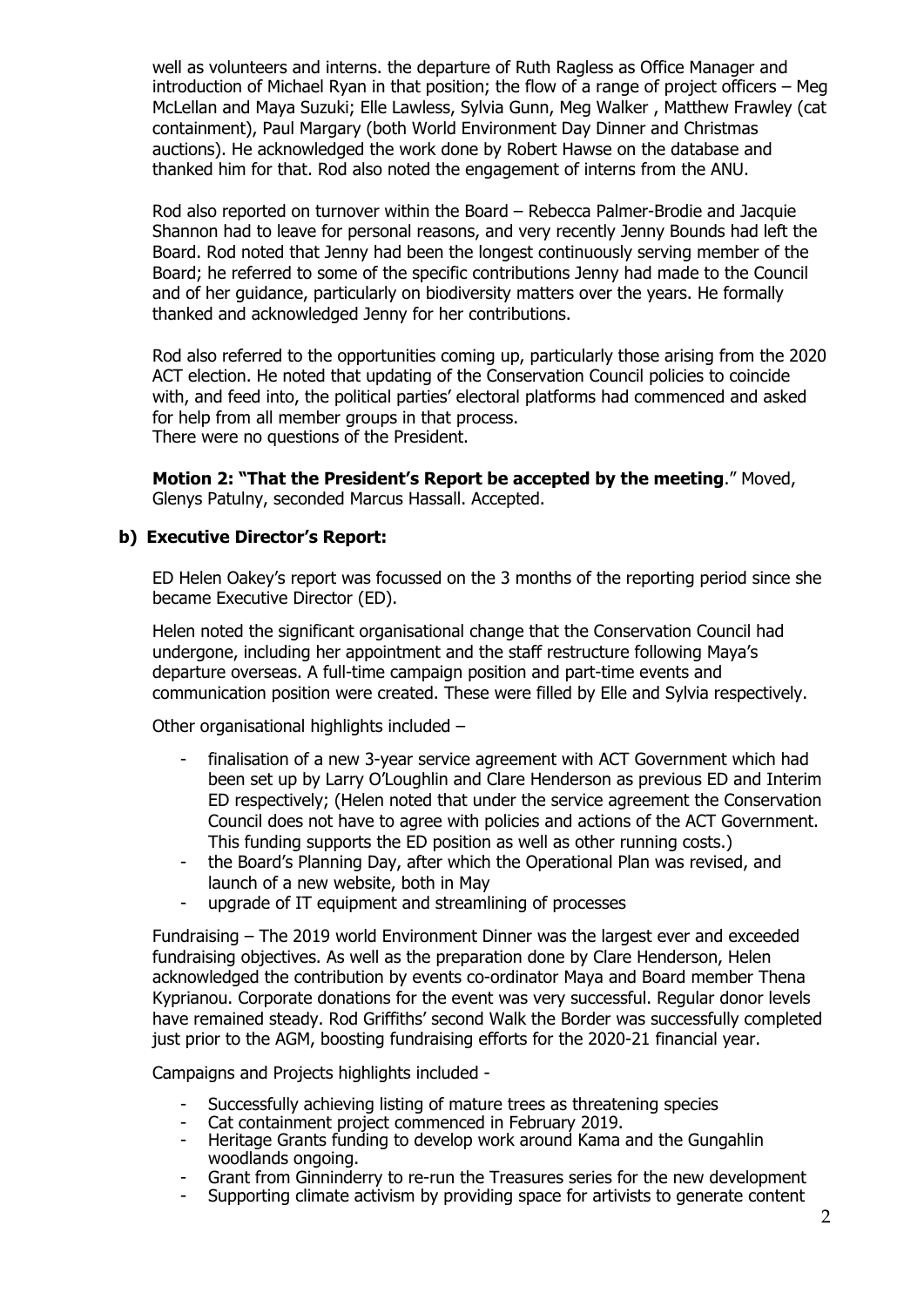well as volunteers and interns. the departure of Ruth Ragless as Office Manager and introduction of Michael Ryan in that position; the flow of a range of project officers – Meg McLellan and Maya Suzuki; Elle Lawless, Sylvia Gunn, Meg Walker , Matthew Frawley (cat containment), Paul Margary (both World Environment Day Dinner and Christmas auctions). He acknowledged the work done by Robert Hawse on the database and thanked him for that. Rod also noted the engagement of interns from the ANU.

Rod also reported on turnover within the Board – Rebecca Palmer-Brodie and Jacquie Shannon had to leave for personal reasons, and very recently Jenny Bounds had left the Board. Rod noted that Jenny had been the longest continuously serving member of the Board; he referred to some of the specific contributions Jenny had made to the Council and of her guidance, particularly on biodiversity matters over the years. He formally thanked and acknowledged Jenny for her contributions.

Rod also referred to the opportunities coming up, particularly those arising from the 2020 ACT election. He noted that updating of the Conservation Council policies to coincide with, and feed into, the political parties' electoral platforms had commenced and asked for help from all member groups in that process.
There were no questions of the President.

**Motion 2: "That the President's Report be accepted by the meeting**." Moved, Glenys Patulny, seconded Marcus Hassall. Accepted.

**b) Executive Director's Report:**

ED Helen Oakey's report was focussed on the 3 months of the reporting period since she became Executive Director (ED).

Helen noted the significant organisational change that the Conservation Council had undergone, including her appointment and the staff restructure following Maya's departure overseas. A full-time campaign position and part-time events and communication position were created. These were filled by Elle and Sylvia respectively.

Other organisational highlights included –

- finalisation of a new 3-year service agreement with ACT Government which had been set up by Larry O'Loughlin and Clare Henderson as previous ED and Interim ED respectively; (Helen noted that under the service agreement the Conservation Council does not have to agree with policies and actions of the ACT Government. This funding supports the ED position as well as other running costs.)
- the Board's Planning Day, after which the Operational Plan was revised, and launch of a new website, both in May
- upgrade of IT equipment and streamlining of processes

Fundraising – The 2019 world Environment Dinner was the largest ever and exceeded fundraising objectives. As well as the preparation done by Clare Henderson, Helen acknowledged the contribution by events co-ordinator Maya and Board member Thena Kyprianou. Corporate donations for the event was very successful. Regular donor levels have remained steady. Rod Griffiths' second Walk the Border was successfully completed just prior to the AGM, boosting fundraising efforts for the 2020-21 financial year.

Campaigns and Projects highlights included -

- Successfully achieving listing of mature trees as threatening species
- Cat containment project commenced in February 2019.
- Heritage Grants funding to develop work around Kama and the Gungahlin woodlands ongoing.
- Grant from Ginninderry to re-run the Treasures series for the new development
- Supporting climate activism by providing space for artivists to generate content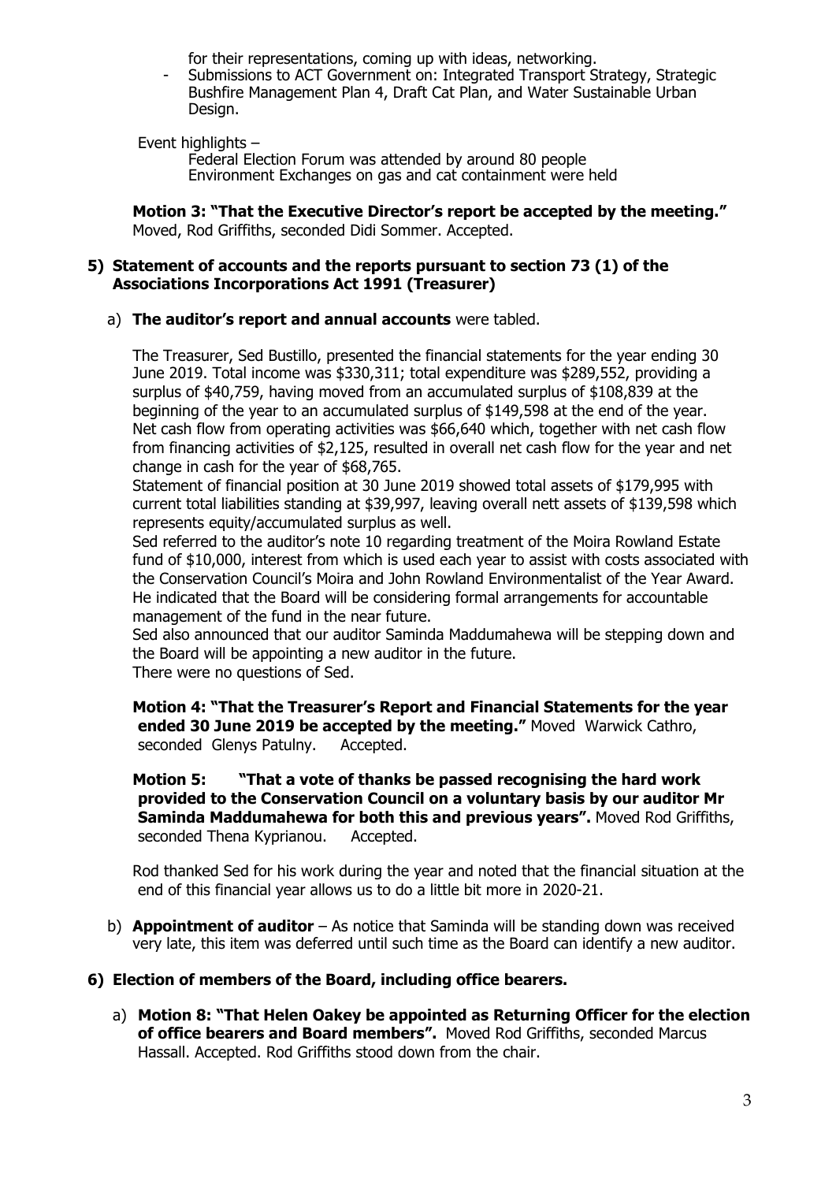for their representations, coming up with ideas, networking.

- Submissions to ACT Government on: Integrated Transport Strategy, Strategic Bushfire Management Plan 4, Draft Cat Plan, and Water Sustainable Urban Design.

Event highlights –

Federal Election Forum was attended by around 80 people
Environment Exchanges on gas and cat containment were held

**Motion 3: "That the Executive Director's report be accepted by the meeting."** Moved, Rod Griffiths, seconded Didi Sommer. Accepted.

## 5) Statement of accounts and the reports pursuant to section 73 (1) of the Associations Incorporations Act 1991 (Treasurer)

a) **The auditor's report and annual accounts** were tabled.

The Treasurer, Sed Bustillo, presented the financial statements for the year ending 30 June 2019. Total income was $330,311; total expenditure was $289,552, providing a surplus of $40,759, having moved from an accumulated surplus of $108,839 at the beginning of the year to an accumulated surplus of $149,598 at the end of the year. Net cash flow from operating activities was $66,640 which, together with net cash flow from financing activities of $2,125, resulted in overall net cash flow for the year and net change in cash for the year of $68,765.

Statement of financial position at 30 June 2019 showed total assets of $179,995 with current total liabilities standing at $39,997, leaving overall nett assets of $139,598 which represents equity/accumulated surplus as well.

Sed referred to the auditor's note 10 regarding treatment of the Moira Rowland Estate fund of $10,000, interest from which is used each year to assist with costs associated with the Conservation Council's Moira and John Rowland Environmentalist of the Year Award. He indicated that the Board will be considering formal arrangements for accountable management of the fund in the near future.

Sed also announced that our auditor Saminda Maddumahewa will be stepping down and the Board will be appointing a new auditor in the future.

There were no questions of Sed.

**Motion 4: "That the Treasurer's Report and Financial Statements for the year ended 30 June 2019 be accepted by the meeting."** Moved Warwick Cathro, seconded Glenys Patulny. Accepted.

**Motion 5: "That a vote of thanks be passed recognising the hard work provided to the Conservation Council on a voluntary basis by our auditor Mr Saminda Maddumahewa for both this and previous years".** Moved Rod Griffiths, seconded Thena Kyprianou. Accepted.

Rod thanked Sed for his work during the year and noted that the financial situation at the end of this financial year allows us to do a little bit more in 2020-21.

b) **Appointment of auditor** – As notice that Saminda will be standing down was received very late, this item was deferred until such time as the Board can identify a new auditor.

## 6) Election of members of the Board, including office bearers.

a) **Motion 8: "That Helen Oakey be appointed as Returning Officer for the election of office bearers and Board members".** Moved Rod Griffiths, seconded Marcus Hassall. Accepted. Rod Griffiths stood down from the chair.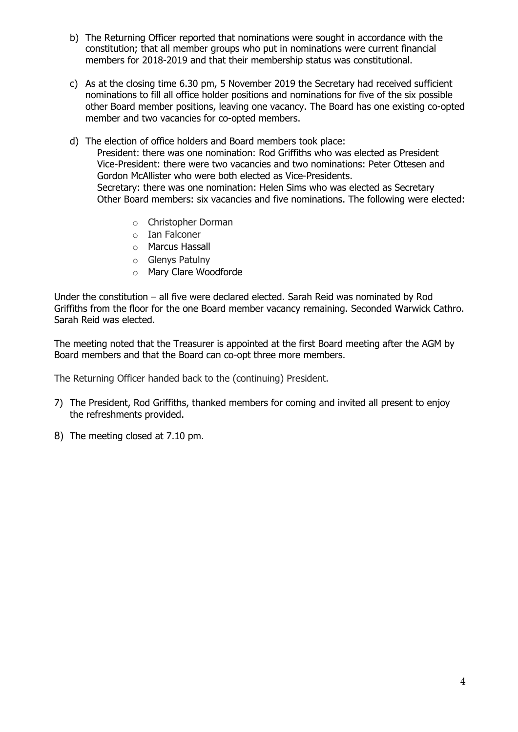b) The Returning Officer reported that nominations were sought in accordance with the constitution; that all member groups who put in nominations were current financial members for 2018-2019 and that their membership status was constitutional.

c) As at the closing time 6.30 pm, 5 November 2019 the Secretary had received sufficient nominations to fill all office holder positions and nominations for five of the six possible other Board member positions, leaving one vacancy. The Board has one existing co-opted member and two vacancies for co-opted members.

d) The election of office holders and Board members took place:

   President: there was one nomination: Rod Griffiths who was elected as President
   Vice-President: there were two vacancies and two nominations: Peter Ottesen and Gordon McAllister who were both elected as Vice-Presidents.
   Secretary: there was one nomination: Helen Sims who was elected as Secretary
   Other Board members: six vacancies and five nominations. The following were elected:

   - Christopher Dorman
   - Ian Falconer
   - Marcus Hassall
   - Glenys Patulny
   - Mary Clare Woodforde

Under the constitution – all five were declared elected. Sarah Reid was nominated by Rod Griffiths from the floor for the one Board member vacancy remaining. Seconded Warwick Cathro. Sarah Reid was elected.

The meeting noted that the Treasurer is appointed at the first Board meeting after the AGM by Board members and that the Board can co-opt three more members.

The Returning Officer handed back to the (continuing) President.

7) The President, Rod Griffiths, thanked members for coming and invited all present to enjoy the refreshments provided.

8) The meeting closed at 7.10 pm.